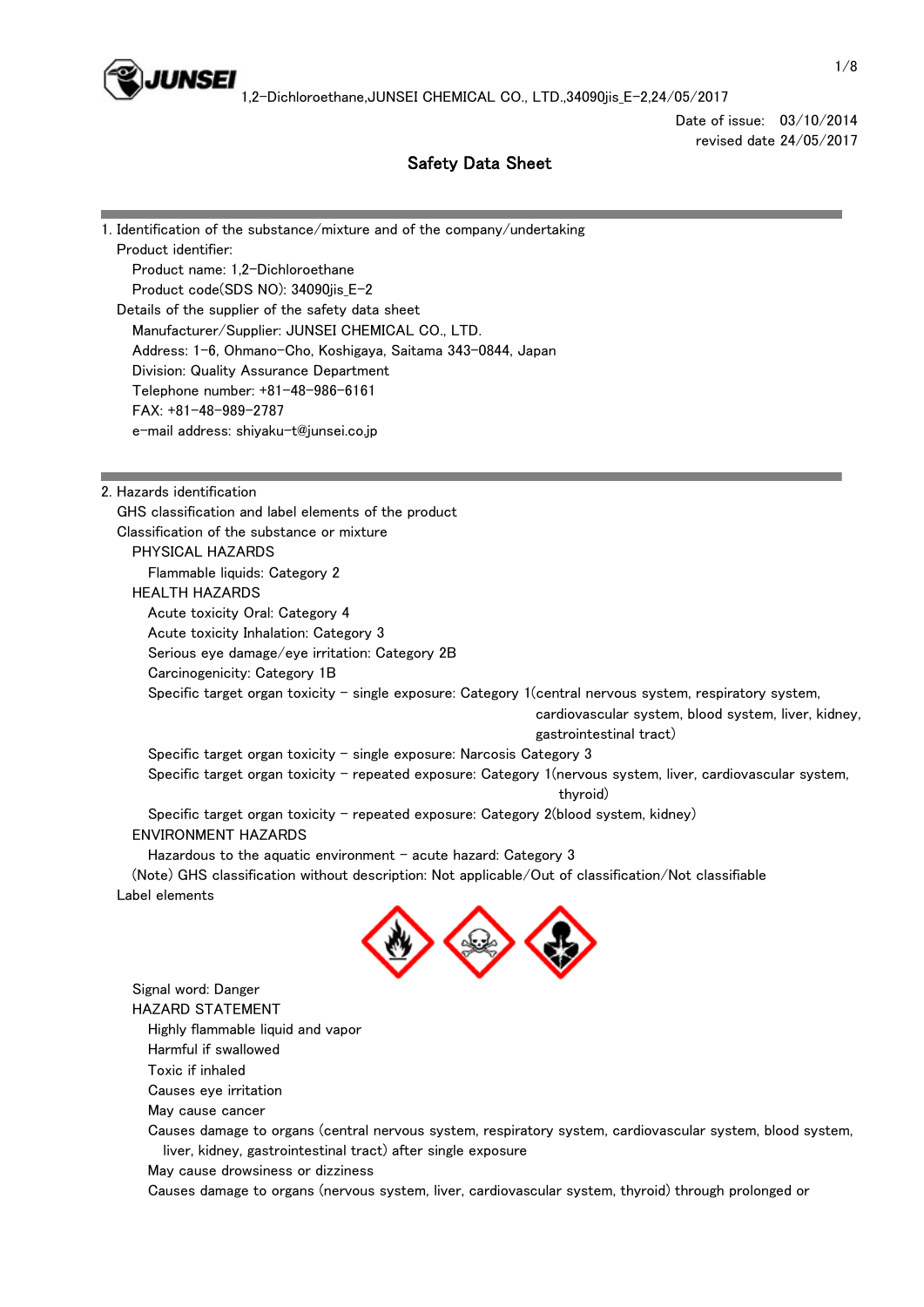# Safety Data Sheet

Date of issue: 03/10/2014
revised date 24/05/2017

## 1. Identification of the substance/mixture and of the company/undertaking

Product identifier:
- Product name: 1,2-Dichloroethane
- Product code(SDS NO): 34090jis_E-2

Details of the supplier of the safety data sheet
- Manufacturer/Supplier: JUNSEI CHEMICAL CO., LTD.
- Address: 1-6, Ohmano-Cho, Koshigaya, Saitama 343-0844, Japan
- Division: Quality Assurance Department
- Telephone number: +81-48-986-6161
- FAX: +81-48-989-2787
- e-mail address: shiyaku-t@junsei.co.jp

## 2. Hazards identification

GHS classification and label elements of the product

Classification of the substance or mixture

PHYSICAL HAZARDS
- Flammable liquids: Category 2

HEALTH HAZARDS
- Acute toxicity Oral: Category 4
- Acute toxicity Inhalation: Category 3
- Serious eye damage/eye irritation: Category 2B
- Carcinogenicity: Category 1B
- Specific target organ toxicity - single exposure: Category 1(central nervous system, respiratory system, cardiovascular system, blood system, liver, kidney, gastrointestinal tract)
- Specific target organ toxicity - single exposure: Narcosis Category 3
- Specific target organ toxicity - repeated exposure: Category 1(nervous system, liver, cardiovascular system, thyroid)
- Specific target organ toxicity - repeated exposure: Category 2(blood system, kidney)

ENVIRONMENT HAZARDS
- Hazardous to the aquatic environment - acute hazard: Category 3

(Note) GHS classification without description: Not applicable/Out of classification/Not classifiable

Label elements

Signal word: Danger

HAZARD STATEMENT
- Highly flammable liquid and vapor
- Harmful if swallowed
- Toxic if inhaled
- Causes eye irritation
- May cause cancer
- Causes damage to organs (central nervous system, respiratory system, cardiovascular system, blood system, liver, kidney, gastrointestinal tract) after single exposure
- May cause drowsiness or dizziness
- Causes damage to organs (nervous system, liver, cardiovascular system, thyroid) through prolonged or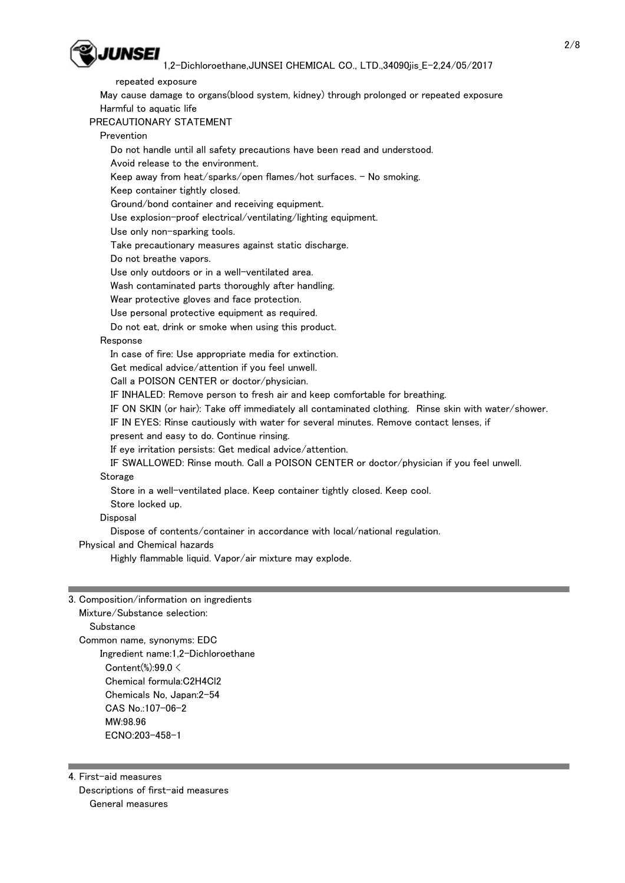repeated exposure

May cause damage to organs(blood system, kidney) through prolonged or repeated exposure

Harmful to aquatic life

PRECAUTIONARY STATEMENT

Prevention

Do not handle until all safety precautions have been read and understood.

Avoid release to the environment.

Keep away from heat/sparks/open flames/hot surfaces. - No smoking.

Keep container tightly closed.

Ground/bond container and receiving equipment.

Use explosion-proof electrical/ventilating/lighting equipment.

Use only non-sparking tools.

Take precautionary measures against static discharge.

Do not breathe vapors.

Use only outdoors or in a well-ventilated area.

Wash contaminated parts thoroughly after handling.

Wear protective gloves and face protection.

Use personal protective equipment as required.

Do not eat, drink or smoke when using this product.

Response

In case of fire: Use appropriate media for extinction.

Get medical advice/attention if you feel unwell.

Call a POISON CENTER or doctor/physician.

IF INHALED: Remove person to fresh air and keep comfortable for breathing.

IF ON SKIN (or hair): Take off immediately all contaminated clothing. Rinse skin with water/shower.

IF IN EYES: Rinse cautiously with water for several minutes. Remove contact lenses, if present and easy to do. Continue rinsing.

If eye irritation persists: Get medical advice/attention.

IF SWALLOWED: Rinse mouth. Call a POISON CENTER or doctor/physician if you feel unwell.

Storage

Store in a well-ventilated place. Keep container tightly closed. Keep cool.

Store locked up.

Disposal

Dispose of contents/container in accordance with local/national regulation.

Physical and Chemical hazards

Highly flammable liquid. Vapor/air mixture may explode.

---

## 3. Composition/information on ingredients

Mixture/Substance selection:

Substance

Common name, synonyms: EDC

Ingredient name:1,2-Dichloroethane

Content(%):99.0 <

Chemical formula:$C_2H_4Cl_2$

Chemicals No, Japan:2-54

CAS No.:107-06-2

MW:98.96

ECNO:203-458-1

---

## 4. First-aid measures

Descriptions of first-aid measures

General measures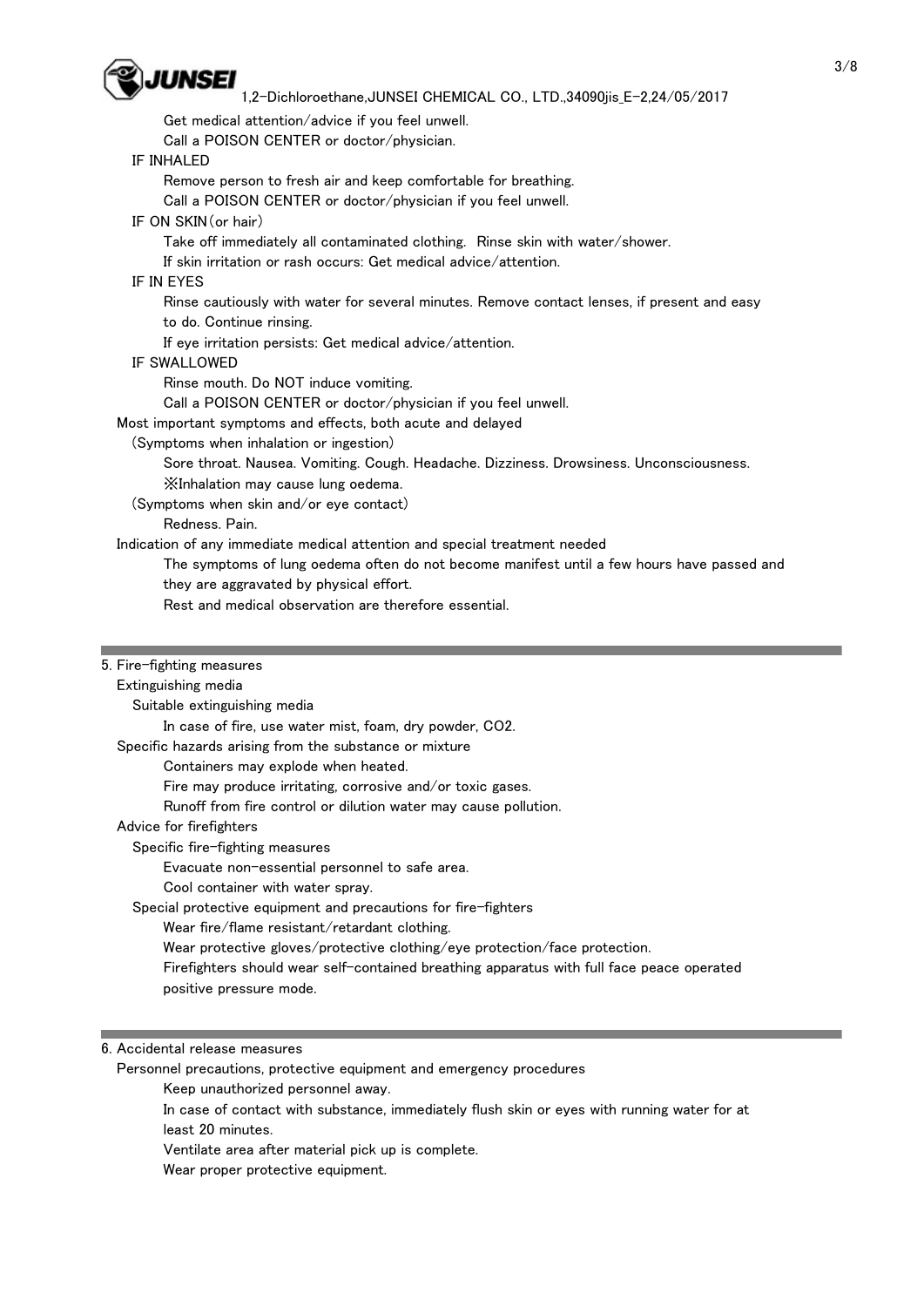Get medical attention/advice if you feel unwell.

Call a POISON CENTER or doctor/physician.

IF INHALED

Remove person to fresh air and keep comfortable for breathing.

Call a POISON CENTER or doctor/physician if you feel unwell.

IF ON SKIN(or hair)

Take off immediately all contaminated clothing. Rinse skin with water/shower.

If skin irritation or rash occurs: Get medical advice/attention.

IF IN EYES

Rinse cautiously with water for several minutes. Remove contact lenses, if present and easy to do. Continue rinsing.

If eye irritation persists: Get medical advice/attention.

IF SWALLOWED

Rinse mouth. Do NOT induce vomiting.

Call a POISON CENTER or doctor/physician if you feel unwell.

Most important symptoms and effects, both acute and delayed

(Symptoms when inhalation or ingestion)

Sore throat. Nausea. Vomiting. Cough. Headache. Dizziness. Drowsiness. Unconsciousness.

※Inhalation may cause lung oedema.

(Symptoms when skin and/or eye contact)

Redness. Pain.

Indication of any immediate medical attention and special treatment needed

The symptoms of lung oedema often do not become manifest until a few hours have passed and they are aggravated by physical effort.

Rest and medical observation are therefore essential.

## 5. Fire-fighting measures

Extinguishing media

Suitable extinguishing media

In case of fire, use water mist, foam, dry powder, $CO_2$.

Specific hazards arising from the substance or mixture

Containers may explode when heated.

Fire may produce irritating, corrosive and/or toxic gases.

Runoff from fire control or dilution water may cause pollution.

Advice for firefighters

Specific fire-fighting measures

Evacuate non-essential personnel to safe area.

Cool container with water spray.

Special protective equipment and precautions for fire-fighters

Wear fire/flame resistant/retardant clothing.

Wear protective gloves/protective clothing/eye protection/face protection.

Firefighters should wear self-contained breathing apparatus with full face peace operated positive pressure mode.

## 6. Accidental release measures

Personnel precautions, protective equipment and emergency procedures

Keep unauthorized personnel away.

In case of contact with substance, immediately flush skin or eyes with running water for at least 20 minutes.

Ventilate area after material pick up is complete.

Wear proper protective equipment.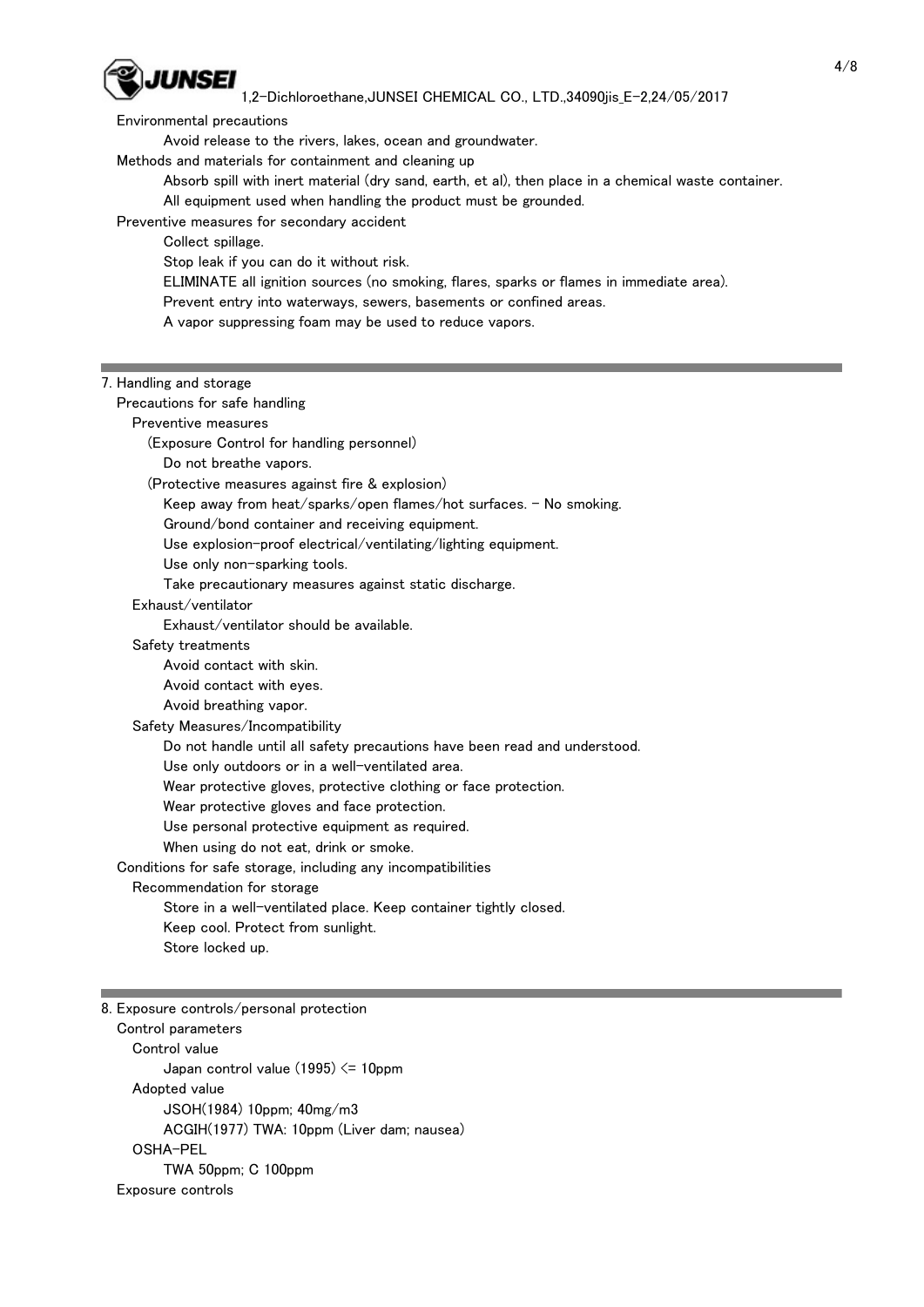Environmental precautions

Avoid release to the rivers, lakes, ocean and groundwater.

Methods and materials for containment and cleaning up

Absorb spill with inert material (dry sand, earth, et al), then place in a chemical waste container.
All equipment used when handling the product must be grounded.

Preventive measures for secondary accident

Collect spillage.
Stop leak if you can do it without risk.
ELIMINATE all ignition sources (no smoking, flares, sparks or flames in immediate area).
Prevent entry into waterways, sewers, basements or confined areas.
A vapor suppressing foam may be used to reduce vapors.

## 7. Handling and storage

Precautions for safe handling

Preventive measures

(Exposure Control for handling personnel)

Do not breathe vapors.

(Protective measures against fire & explosion)

Keep away from heat/sparks/open flames/hot surfaces. - No smoking.
Ground/bond container and receiving equipment.
Use explosion-proof electrical/ventilating/lighting equipment.
Use only non-sparking tools.
Take precautionary measures against static discharge.

Exhaust/ventilator

Exhaust/ventilator should be available.

Safety treatments

Avoid contact with skin.
Avoid contact with eyes.
Avoid breathing vapor.

Safety Measures/Incompatibility

Do not handle until all safety precautions have been read and understood.
Use only outdoors or in a well-ventilated area.
Wear protective gloves, protective clothing or face protection.
Wear protective gloves and face protection.
Use personal protective equipment as required.
When using do not eat, drink or smoke.

Conditions for safe storage, including any incompatibilities

Recommendation for storage

Store in a well-ventilated place. Keep container tightly closed.
Keep cool. Protect from sunlight.
Store locked up.

## 8. Exposure controls/personal protection

Control parameters

Control value

Japan control value (1995) <= 10ppm

Adopted value

JSOH(1984) 10ppm; 40mg/m3
ACGIH(1977) TWA: 10ppm (Liver dam; nausea)

OSHA-PEL

TWA 50ppm; C 100ppm

Exposure controls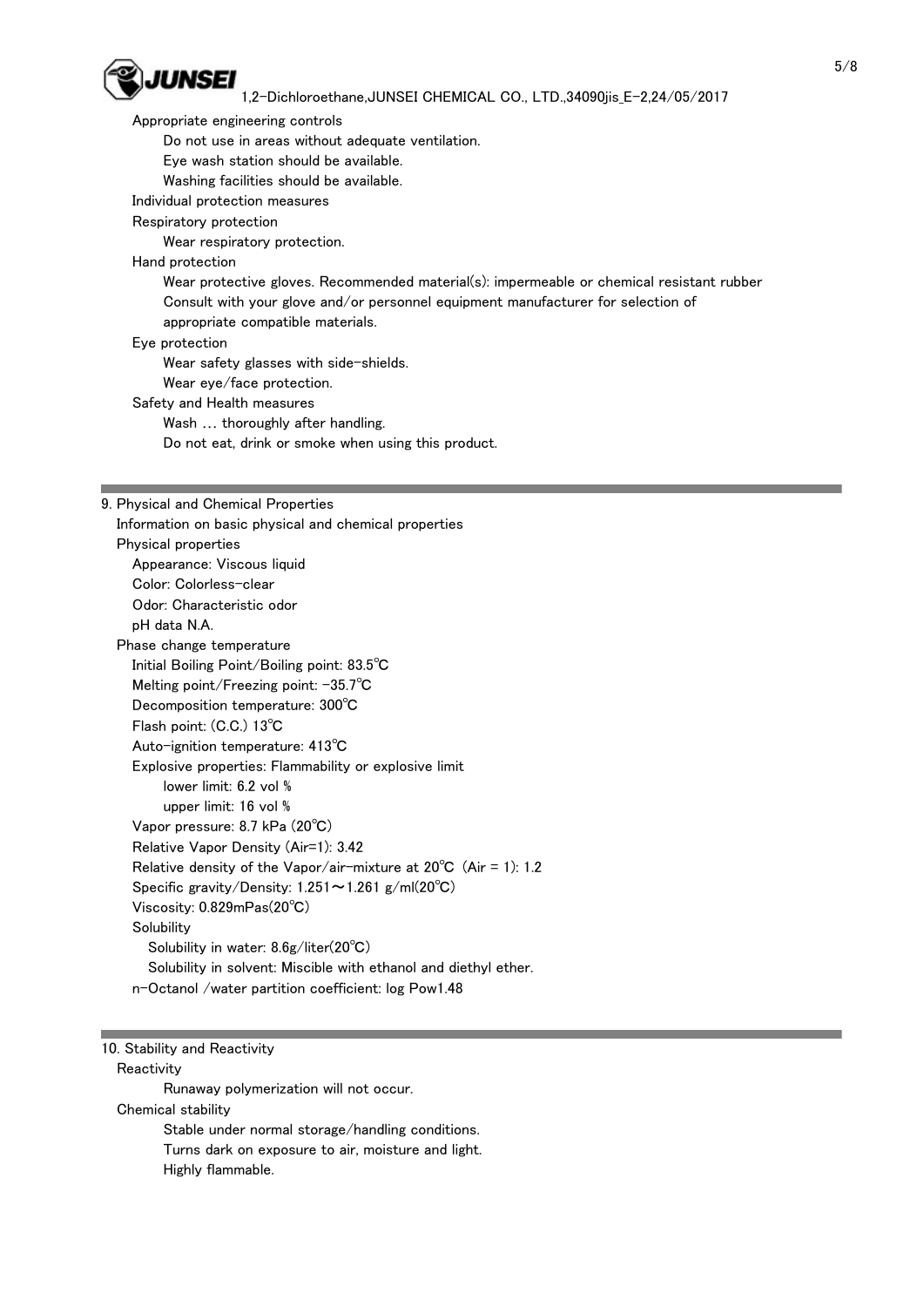Appropriate engineering controls

Do not use in areas without adequate ventilation.

Eye wash station should be available.

Washing facilities should be available.

Individual protection measures

Respiratory protection

Wear respiratory protection.

Hand protection

Wear protective gloves. Recommended material(s): impermeable or chemical resistant rubber

Consult with your glove and/or personnel equipment manufacturer for selection of appropriate compatible materials.

Eye protection

Wear safety glasses with side-shields.

Wear eye/face protection.

Safety and Health measures

Wash … thoroughly after handling.

Do not eat, drink or smoke when using this product.

## 9. Physical and Chemical Properties

Information on basic physical and chemical properties

Physical properties

Appearance: Viscous liquid

Color: Colorless-clear

Odor: Characteristic odor

pH data N.A.

Phase change temperature

Initial Boiling Point/Boiling point: 83.5℃

Melting point/Freezing point: -35.7℃

Decomposition temperature: 300℃

Flash point: (C.C.) 13℃

Auto-ignition temperature: 413℃

Explosive properties: Flammability or explosive limit

lower limit: 6.2 vol %

upper limit: 16 vol %

Vapor pressure: 8.7 kPa (20℃)

Relative Vapor Density (Air=1): 3.42

Relative density of the Vapor/air-mixture at 20℃ (Air = 1): 1.2

Specific gravity/Density: 1.251～1.261 g/ml(20℃)

Viscosity: 0.829mPas(20℃)

Solubility

Solubility in water: 8.6g/liter(20℃)

Solubility in solvent: Miscible with ethanol and diethyl ether.

n-Octanol /water partition coefficient: log Pow1.48

## 10. Stability and Reactivity

Reactivity

Runaway polymerization will not occur.

Chemical stability

Stable under normal storage/handling conditions.

Turns dark on exposure to air, moisture and light.

Highly flammable.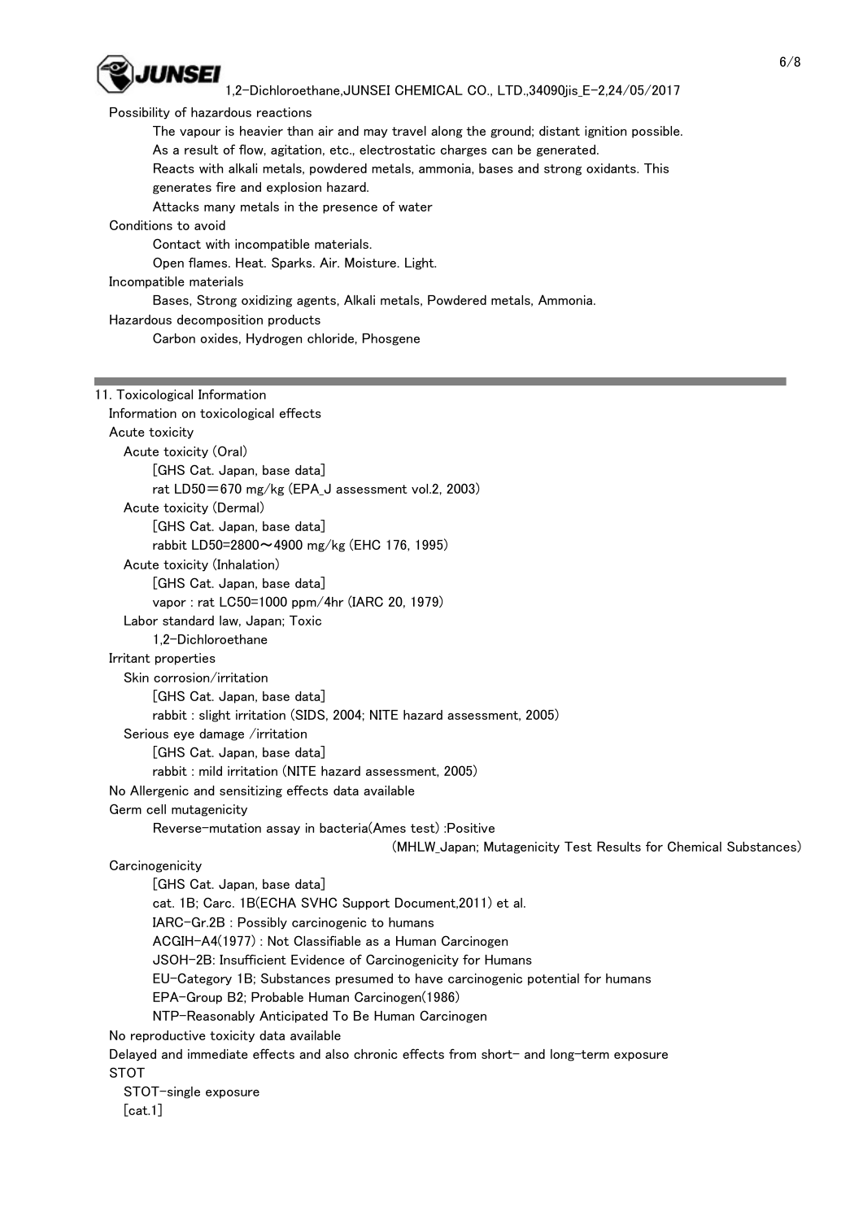Possibility of hazardous reactions

The vapour is heavier than air and may travel along the ground; distant ignition possible.
As a result of flow, agitation, etc., electrostatic charges can be generated.
Reacts with alkali metals, powdered metals, ammonia, bases and strong oxidants. This generates fire and explosion hazard.
Attacks many metals in the presence of water

Conditions to avoid

Contact with incompatible materials.
Open flames. Heat. Sparks. Air. Moisture. Light.

Incompatible materials

Bases, Strong oxidizing agents, Alkali metals, Powdered metals, Ammonia.

Hazardous decomposition products

Carbon oxides, Hydrogen chloride, Phosgene

## 11. Toxicological Information

Information on toxicological effects

Acute toxicity

Acute toxicity (Oral)

[GHS Cat. Japan, base data]
rat LD50＝670 mg/kg (EPA_J assessment vol.2, 2003)

Acute toxicity (Dermal)

[GHS Cat. Japan, base data]
rabbit LD50=2800～4900 mg/kg (EHC 176, 1995)

Acute toxicity (Inhalation)

[GHS Cat. Japan, base data]
vapor : rat LC50=1000 ppm/4hr (IARC 20, 1979)

Labor standard law, Japan; Toxic

1,2-Dichloroethane

Irritant properties

Skin corrosion/irritation

[GHS Cat. Japan, base data]
rabbit : slight irritation (SIDS, 2004; NITE hazard assessment, 2005)

Serious eye damage /irritation

[GHS Cat. Japan, base data]
rabbit : mild irritation (NITE hazard assessment, 2005)

No Allergenic and sensitizing effects data available

Germ cell mutagenicity

Reverse-mutation assay in bacteria(Ames test) :Positive
(MHLW_Japan; Mutagenicity Test Results for Chemical Substances)

Carcinogenicity

[GHS Cat. Japan, base data]
cat. 1B; Carc. 1B(ECHA SVHC Support Document,2011) et al.
IARC-Gr.2B : Possibly carcinogenic to humans
ACGIH-A4(1977) : Not Classifiable as a Human Carcinogen
JSOH-2B: Insufficient Evidence of Carcinogenicity for Humans
EU-Category 1B; Substances presumed to have carcinogenic potential for humans
EPA-Group B2; Probable Human Carcinogen(1986)
NTP-Reasonably Anticipated To Be Human Carcinogen

No reproductive toxicity data available

Delayed and immediate effects and also chronic effects from short- and long-term exposure

STOT

STOT-single exposure

[cat.1]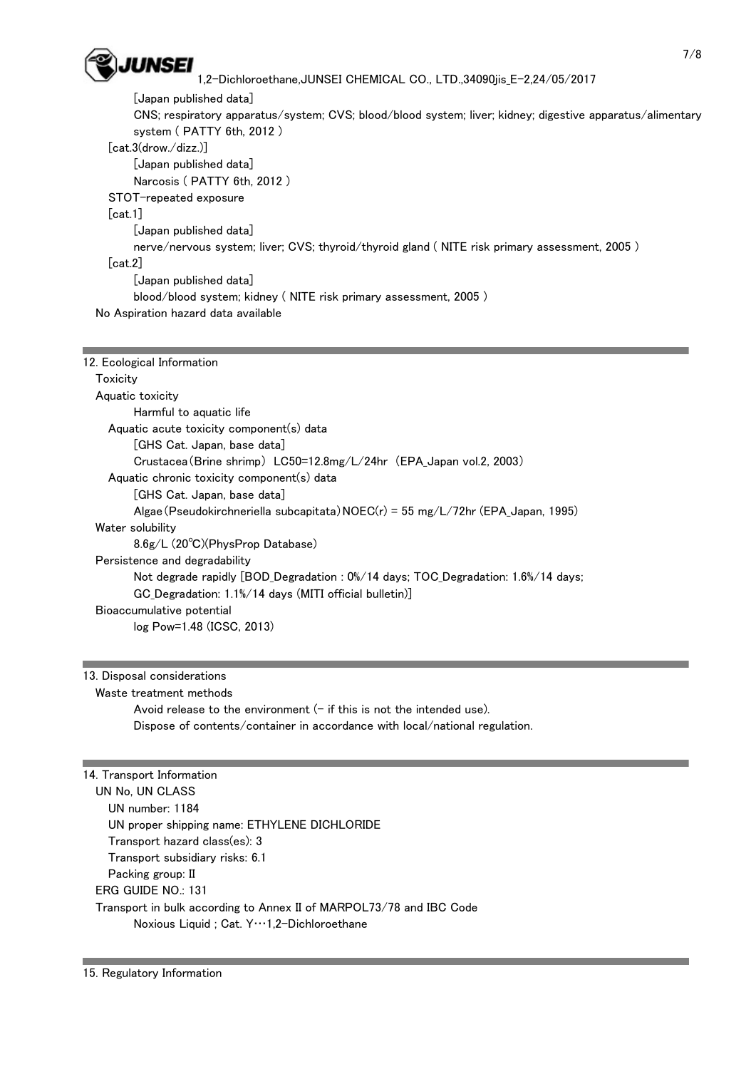[Japan published data]

CNS; respiratory apparatus/system; CVS; blood/blood system; liver; kidney; digestive apparatus/alimentary system ( PATTY 6th, 2012 )

[cat.3(drow./dizz.)]

[Japan published data]

Narcosis ( PATTY 6th, 2012 )

STOT-repeated exposure

[cat.1]

[Japan published data]

nerve/nervous system; liver; CVS; thyroid/thyroid gland ( NITE risk primary assessment, 2005 )

[cat.2]

[Japan published data]

blood/blood system; kidney ( NITE risk primary assessment, 2005 )

No Aspiration hazard data available

## 12. Ecological Information

Toxicity

Aquatic toxicity

Harmful to aquatic life

Aquatic acute toxicity component(s) data

[GHS Cat. Japan, base data]

Crustacea(Brine shrimp) LC50=12.8mg/L/24hr (EPA_Japan vol.2, 2003)

Aquatic chronic toxicity component(s) data

[GHS Cat. Japan, base data]

Algae(Pseudokirchneriella subcapitata)NOEC(r) = 55 mg/L/72hr (EPA_Japan, 1995)

Water solubility

8.6g/L (20℃)(PhysProp Database)

Persistence and degradability

Not degrade rapidly [BOD_Degradation : 0%/14 days; TOC_Degradation: 1.6%/14 days; GC_Degradation: 1.1%/14 days (MITI official bulletin)]

Bioaccumulative potential

log Pow=1.48 (ICSC, 2013)

## 13. Disposal considerations

Waste treatment methods

Avoid release to the environment (- if this is not the intended use).

Dispose of contents/container in accordance with local/national regulation.

## 14. Transport Information

UN No, UN CLASS

UN number: 1184

UN proper shipping name: ETHYLENE DICHLORIDE

Transport hazard class(es): 3

Transport subsidiary risks: 6.1

Packing group: II

ERG GUIDE NO.: 131

Transport in bulk according to Annex II of MARPOL73/78 and IBC Code

Noxious Liquid ; Cat. Y…1,2-Dichloroethane

## 15. Regulatory Information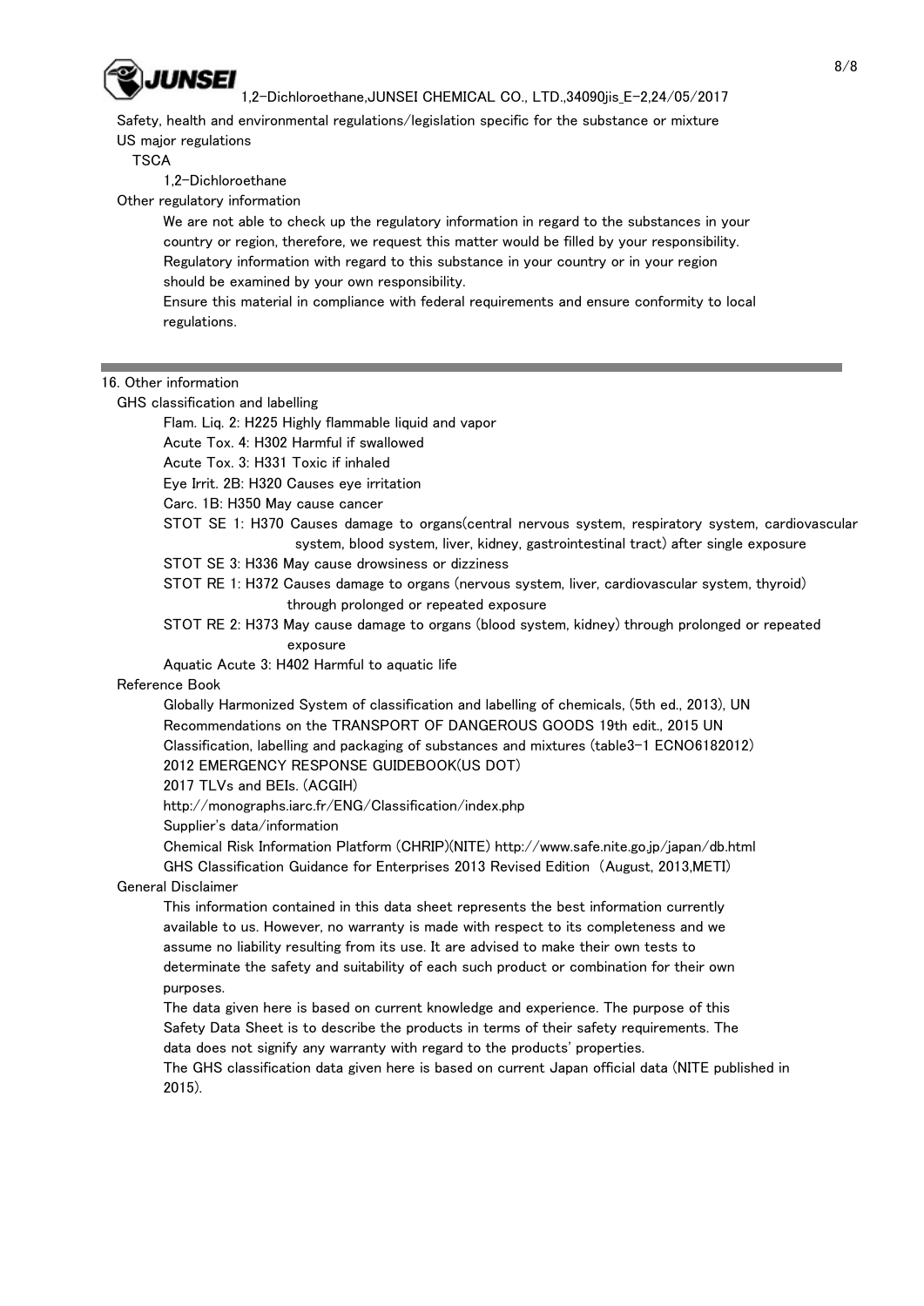Safety, health and environmental regulations/legislation specific for the substance or mixture

US major regulations

TSCA

1,2-Dichloroethane

Other regulatory information

We are not able to check up the regulatory information in regard to the substances in your country or region, therefore, we request this matter would be filled by your responsibility. Regulatory information with regard to this substance in your country or in your region should be examined by your own responsibility.

Ensure this material in compliance with federal requirements and ensure conformity to local regulations.

## 16. Other information

GHS classification and labelling

- Flam. Liq. 2: H225 Highly flammable liquid and vapor
- Acute Tox. 4: H302 Harmful if swallowed
- Acute Tox. 3: H331 Toxic if inhaled
- Eye Irrit. 2B: H320 Causes eye irritation
- Carc. 1B: H350 May cause cancer
- STOT SE 1: H370 Causes damage to organs(central nervous system, respiratory system, cardiovascular system, blood system, liver, kidney, gastrointestinal tract) after single exposure
- STOT SE 3: H336 May cause drowsiness or dizziness
- STOT RE 1: H372 Causes damage to organs (nervous system, liver, cardiovascular system, thyroid) through prolonged or repeated exposure
- STOT RE 2: H373 May cause damage to organs (blood system, kidney) through prolonged or repeated exposure
- Aquatic Acute 3: H402 Harmful to aquatic life

Reference Book

Globally Harmonized System of classification and labelling of chemicals, (5th ed., 2013), UN

Recommendations on the TRANSPORT OF DANGEROUS GOODS 19th edit., 2015 UN

Classification, labelling and packaging of substances and mixtures (table3-1 ECNO6182012)

2012 EMERGENCY RESPONSE GUIDEBOOK(US DOT)

2017 TLVs and BEIs. (ACGIH)

http://monographs.iarc.fr/ENG/Classification/index.php

Supplier's data/information

Chemical Risk Information Platform (CHRIP)(NITE) http://www.safe.nite.go.jp/japan/db.html

GHS Classification Guidance for Enterprises 2013 Revised Edition (August, 2013,METI)

General Disclaimer

This information contained in this data sheet represents the best information currently available to us. However, no warranty is made with respect to its completeness and we assume no liability resulting from its use. It are advised to make their own tests to determinate the safety and suitability of each such product or combination for their own purposes.

The data given here is based on current knowledge and experience. The purpose of this Safety Data Sheet is to describe the products in terms of their safety requirements. The data does not signify any warranty with regard to the products' properties.

The GHS classification data given here is based on current Japan official data (NITE published in 2015).